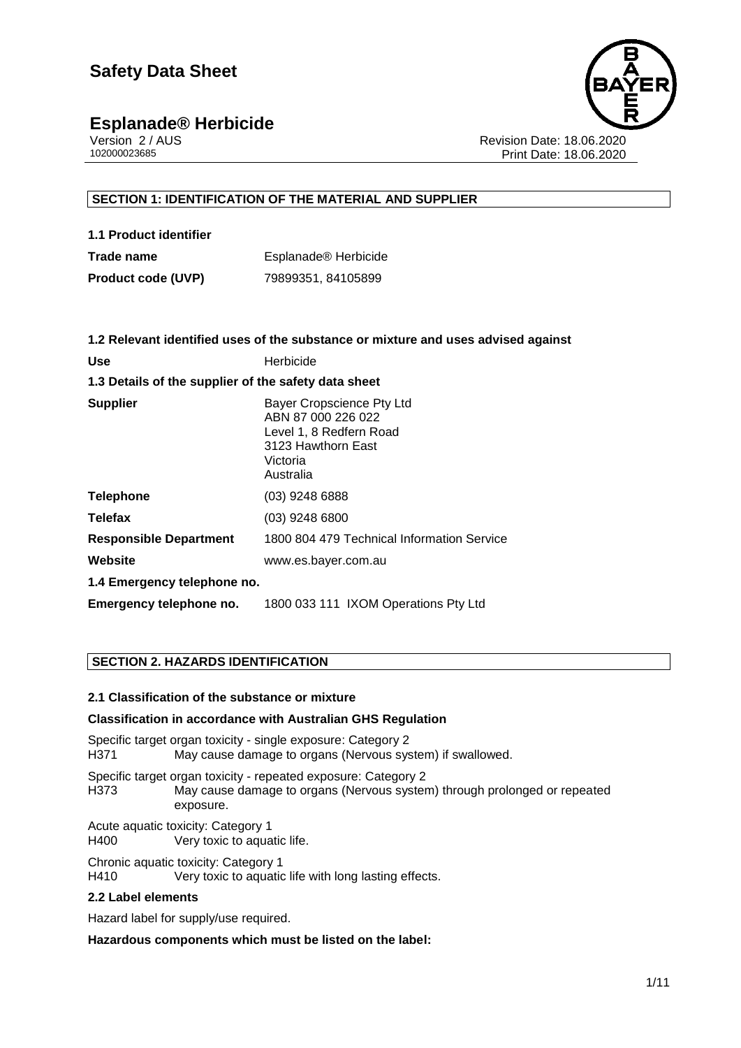# Safety Data Sheet

## Esplanade® Herbicide

Version 2 / AUS
102000023685

Revision Date: 18.06.2020
Print Date: 18.06.2020

### SECTION 1: IDENTIFICATION OF THE MATERIAL AND SUPPLIER

**1.1 Product identifier**

| | |
|---|---|
| **Trade name** | Esplanade® Herbicide |
| **Product code (UVP)** | 79899351, 84105899 |

**1.2 Relevant identified uses of the substance or mixture and uses advised against**

| | |
|---|---|
| **Use** | Herbicide |

**1.3 Details of the supplier of the safety data sheet**

| | |
|---|---|
| **Supplier** | Bayer Cropscience Pty Ltd<br>ABN 87 000 226 022<br>Level 1, 8 Redfern Road<br>3123 Hawthorn East<br>Victoria<br>Australia |
| **Telephone** | (03) 9248 6888 |
| **Telefax** | (03) 9248 6800 |
| **Responsible Department** | 1800 804 479 Technical Information Service |
| **Website** | www.es.bayer.com.au |

**1.4 Emergency telephone no.**

| | |
|---|---|
| **Emergency telephone no.** | 1800 033 111 IXOM Operations Pty Ltd |

### SECTION 2. HAZARDS IDENTIFICATION

**2.1 Classification of the substance or mixture**

**Classification in accordance with Australian GHS Regulation**

Specific target organ toxicity - single exposure: Category 2
H371 May cause damage to organs (Nervous system) if swallowed.

Specific target organ toxicity - repeated exposure: Category 2
H373 May cause damage to organs (Nervous system) through prolonged or repeated exposure.

Acute aquatic toxicity: Category 1
H400 Very toxic to aquatic life.

Chronic aquatic toxicity: Category 1
H410 Very toxic to aquatic life with long lasting effects.

**2.2 Label elements**

Hazard label for supply/use required.

**Hazardous components which must be listed on the label:**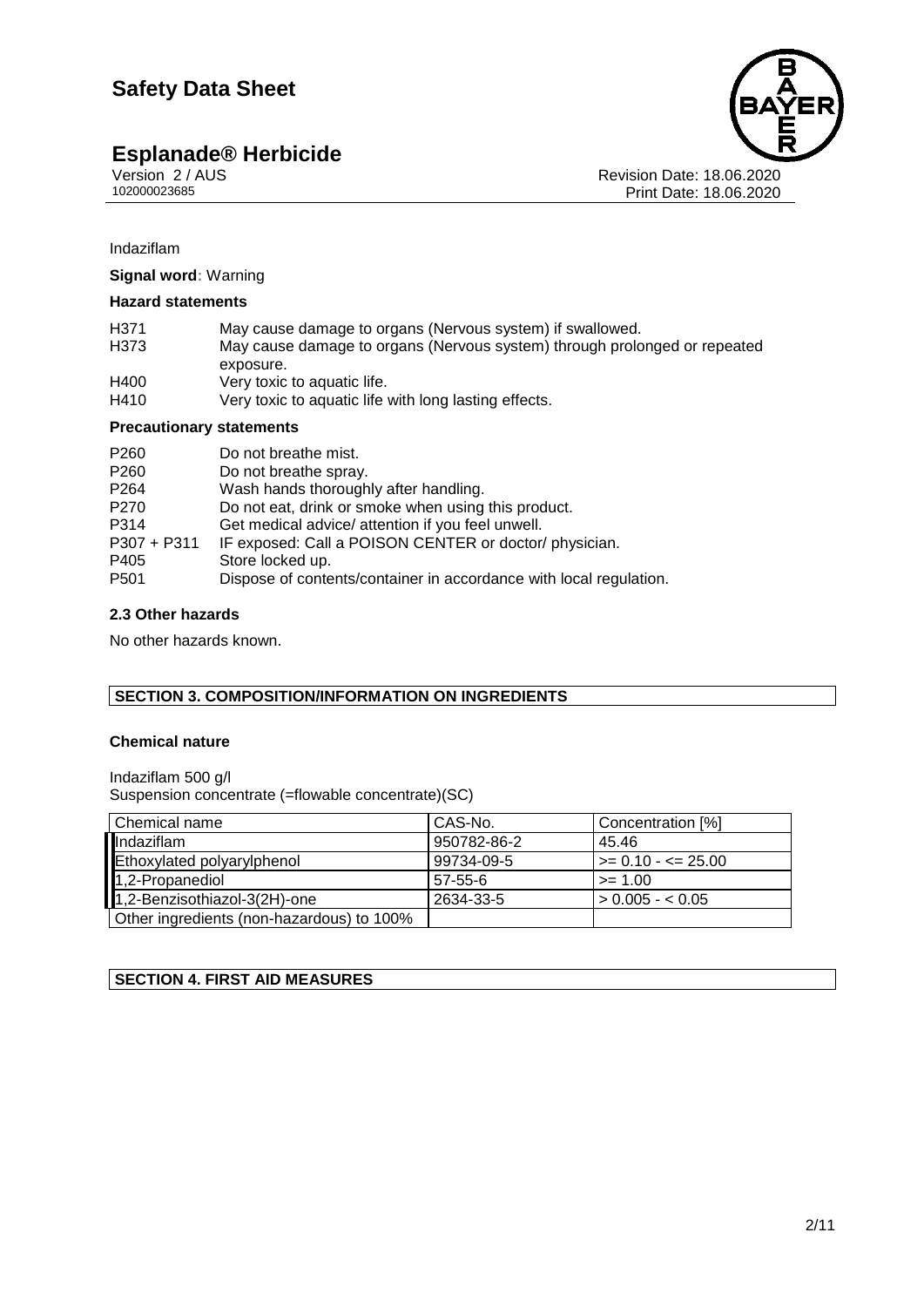Indaziflam

**Signal word:** Warning

**Hazard statements**

| | |
|---|---|
| H371 | May cause damage to organs (Nervous system) if swallowed. |
| H373 | May cause damage to organs (Nervous system) through prolonged or repeated exposure. |
| H400 | Very toxic to aquatic life. |
| H410 | Very toxic to aquatic life with long lasting effects. |

**Precautionary statements**

| | |
|---|---|
| P260 | Do not breathe mist. |
| P260 | Do not breathe spray. |
| P264 | Wash hands thoroughly after handling. |
| P270 | Do not eat, drink or smoke when using this product. |
| P314 | Get medical advice/ attention if you feel unwell. |
| P307 + P311 | IF exposed: Call a POISON CENTER or doctor/ physician. |
| P405 | Store locked up. |
| P501 | Dispose of contents/container in accordance with local regulation. |

**2.3 Other hazards**

No other hazards known.

## SECTION 3. COMPOSITION/INFORMATION ON INGREDIENTS

**Chemical nature**

Indaziflam 500 g/l
Suspension concentrate (=flowable concentrate)(SC)

| Chemical name | CAS-No. | Concentration [%] |
|---|---|---|
| Indaziflam | 950782-86-2 | 45.46 |
| Ethoxylated polyarylphenol | 99734-09-5 | >= 0.10 - <= 25.00 |
| 1,2-Propanediol | 57-55-6 | >= 1.00 |
| 1,2-Benzisothiazol-3(2H)-one | 2634-33-5 | > 0.005 - < 0.05 |
| Other ingredients (non-hazardous) to 100% | | |

## SECTION 4. FIRST AID MEASURES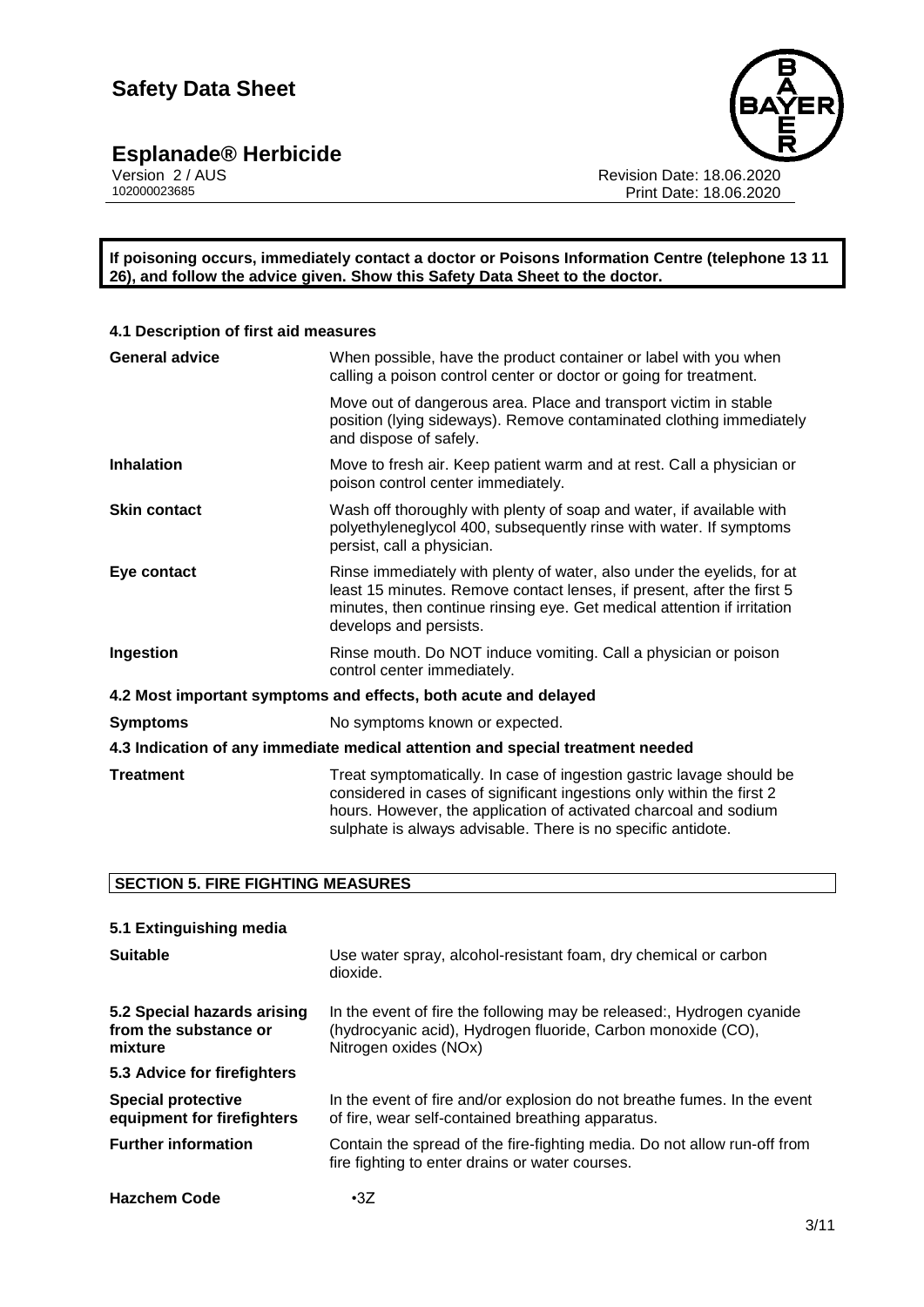**If poisoning occurs, immediately contact a doctor or Poisons Information Centre (telephone 13 11 26), and follow the advice given. Show this Safety Data Sheet to the doctor.**

### 4.1 Description of first aid measures

| | |
|---|---|
| **General advice** | When possible, have the product container or label with you when calling a poison control center or doctor or going for treatment. |
| | Move out of dangerous area. Place and transport victim in stable position (lying sideways). Remove contaminated clothing immediately and dispose of safely. |
| **Inhalation** | Move to fresh air. Keep patient warm and at rest. Call a physician or poison control center immediately. |
| **Skin contact** | Wash off thoroughly with plenty of soap and water, if available with polyethyleneglycol 400, subsequently rinse with water. If symptoms persist, call a physician. |
| **Eye contact** | Rinse immediately with plenty of water, also under the eyelids, for at least 15 minutes. Remove contact lenses, if present, after the first 5 minutes, then continue rinsing eye. Get medical attention if irritation develops and persists. |
| **Ingestion** | Rinse mouth. Do NOT induce vomiting. Call a physician or poison control center immediately. |

### 4.2 Most important symptoms and effects, both acute and delayed

| | |
|---|---|
| **Symptoms** | No symptoms known or expected. |

### 4.3 Indication of any immediate medical attention and special treatment needed

| | |
|---|---|
| **Treatment** | Treat symptomatically. In case of ingestion gastric lavage should be considered in cases of significant ingestions only within the first 2 hours. However, the application of activated charcoal and sodium sulphate is always advisable. There is no specific antidote. |

## SECTION 5. FIRE FIGHTING MEASURES

### 5.1 Extinguishing media

| | |
|---|---|
| **Suitable** | Use water spray, alcohol-resistant foam, dry chemical or carbon dioxide. |
| **5.2 Special hazards arising from the substance or mixture** | In the event of fire the following may be released:, Hydrogen cyanide (hydrocyanic acid), Hydrogen fluoride, Carbon monoxide (CO), Nitrogen oxides (NOx) |

### 5.3 Advice for firefighters

| | |
|---|---|
| **Special protective equipment for firefighters** | In the event of fire and/or explosion do not breathe fumes. In the event of fire, wear self-contained breathing apparatus. |
| **Further information** | Contain the spread of the fire-fighting media. Do not allow run-off from fire fighting to enter drains or water courses. |
| **Hazchem Code** | •3Z |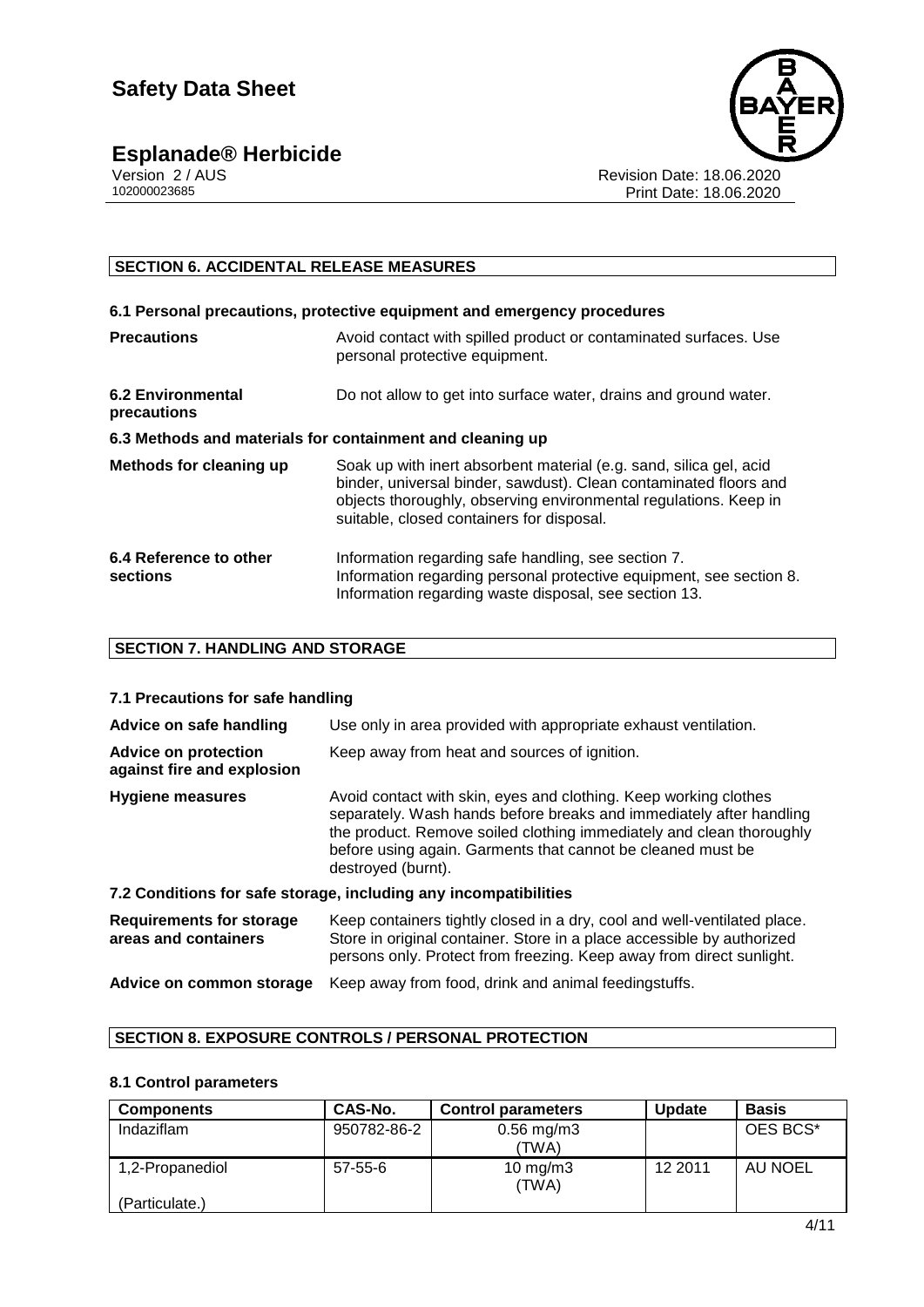## SECTION 6. ACCIDENTAL RELEASE MEASURES

### 6.1 Personal precautions, protective equipment and emergency procedures

**Precautions** Avoid contact with spilled product or contaminated surfaces. Use personal protective equipment.

**6.2 Environmental precautions** Do not allow to get into surface water, drains and ground water.

### 6.3 Methods and materials for containment and cleaning up

**Methods for cleaning up** Soak up with inert absorbent material (e.g. sand, silica gel, acid binder, universal binder, sawdust). Clean contaminated floors and objects thoroughly, observing environmental regulations. Keep in suitable, closed containers for disposal.

**6.4 Reference to other sections** Information regarding safe handling, see section 7.
Information regarding personal protective equipment, see section 8.
Information regarding waste disposal, see section 13.

## SECTION 7. HANDLING AND STORAGE

### 7.1 Precautions for safe handling

**Advice on safe handling** Use only in area provided with appropriate exhaust ventilation.

**Advice on protection against fire and explosion** Keep away from heat and sources of ignition.

**Hygiene measures** Avoid contact with skin, eyes and clothing. Keep working clothes separately. Wash hands before breaks and immediately after handling the product. Remove soiled clothing immediately and clean thoroughly before using again. Garments that cannot be cleaned must be destroyed (burnt).

### 7.2 Conditions for safe storage, including any incompatibilities

**Requirements for storage areas and containers** Keep containers tightly closed in a dry, cool and well-ventilated place. Store in original container. Store in a place accessible by authorized persons only. Protect from freezing. Keep away from direct sunlight.

**Advice on common storage** Keep away from food, drink and animal feedingstuffs.

## SECTION 8. EXPOSURE CONTROLS / PERSONAL PROTECTION

### 8.1 Control parameters

| Components | CAS-No. | Control parameters | Update | Basis |
|---|---|---|---|---|
| Indaziflam | 950782-86-2 | 0.56 mg/m3 (TWA) | | OES BCS* |
| 1,2-Propanediol (Particulate.) | 57-55-6 | 10 mg/m3 (TWA) | 12 2011 | AU NOEL |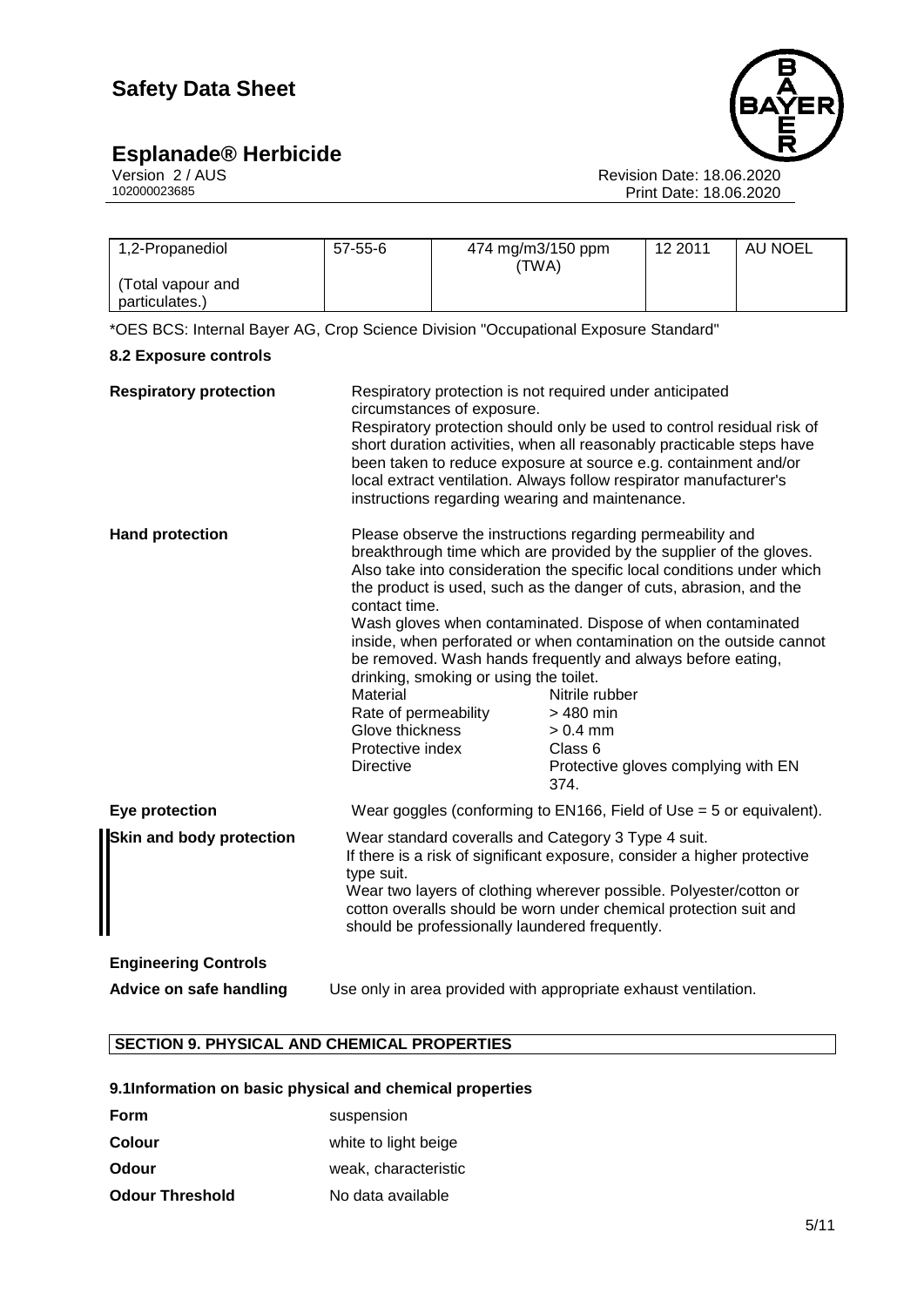| | | | | |
|---|---|---|---|---|
| 1,2-Propanediol<br><br>(Total vapour and particulates.) | 57-55-6 | 474 mg/m3/150 ppm (TWA) | 12 2011 | AU NOEL |

*OES BCS: Internal Bayer AG, Crop Science Division "Occupational Exposure Standard"

### 8.2 Exposure controls

**Respiratory protection**

Respiratory protection is not required under anticipated circumstances of exposure.
Respiratory protection should only be used to control residual risk of short duration activities, when all reasonably practicable steps have been taken to reduce exposure at source e.g. containment and/or local extract ventilation. Always follow respirator manufacturer's instructions regarding wearing and maintenance.

**Hand protection**

Please observe the instructions regarding permeability and breakthrough time which are provided by the supplier of the gloves. Also take into consideration the specific local conditions under which the product is used, such as the danger of cuts, abrasion, and the contact time.
Wash gloves when contaminated. Dispose of when contaminated inside, when perforated or when contamination on the outside cannot be removed. Wash hands frequently and always before eating, drinking, smoking or using the toilet.

| | |
|---|---|
| Material | Nitrile rubber |
| Rate of permeability | > 480 min |
| Glove thickness | > 0.4 mm |
| Protective index | Class 6 |
| Directive | Protective gloves complying with EN 374. |

**Eye protection**

Wear goggles (conforming to EN166, Field of Use = 5 or equivalent).

**Skin and body protection**

Wear standard coveralls and Category 3 Type 4 suit.
If there is a risk of significant exposure, consider a higher protective type suit.
Wear two layers of clothing wherever possible. Polyester/cotton or cotton overalls should be worn under chemical protection suit and should be professionally laundered frequently.

**Engineering Controls**

**Advice on safe handling** Use only in area provided with appropriate exhaust ventilation.

## SECTION 9. PHYSICAL AND CHEMICAL PROPERTIES

### 9.1Information on basic physical and chemical properties

| | |
|---|---|
| **Form** | suspension |
| **Colour** | white to light beige |
| **Odour** | weak, characteristic |
| **Odour Threshold** | No data available |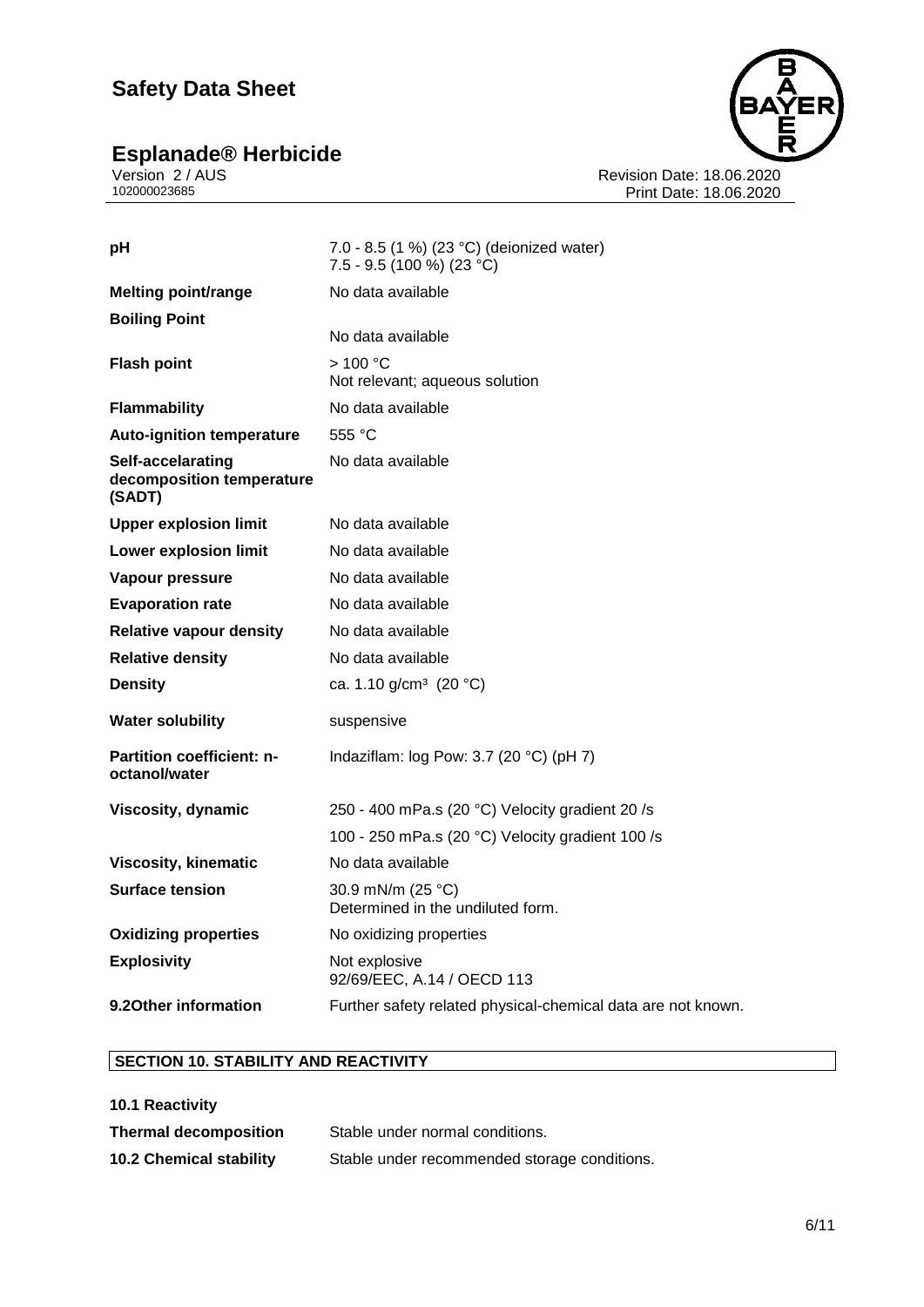| | |
|---|---|
| **pH** | 7.0 - 8.5 (1 %) (23 °C) (deionized water)<br>7.5 - 9.5 (100 %) (23 °C) |
| **Melting point/range** | No data available |
| **Boiling Point** | No data available |
| **Flash point** | > 100 °C<br>Not relevant; aqueous solution |
| **Flammability** | No data available |
| **Auto-ignition temperature** | 555 °C |
| **Self-accelarating decomposition temperature (SADT)** | No data available |
| **Upper explosion limit** | No data available |
| **Lower explosion limit** | No data available |
| **Vapour pressure** | No data available |
| **Evaporation rate** | No data available |
| **Relative vapour density** | No data available |
| **Relative density** | No data available |
| **Density** | ca. 1.10 g/cm³ (20 °C) |
| **Water solubility** | suspensive |
| **Partition coefficient: n-octanol/water** | Indaziflam: log Pow: 3.7 (20 °C) (pH 7) |
| **Viscosity, dynamic** | 250 - 400 mPa.s (20 °C) Velocity gradient 20 /s |
| | 100 - 250 mPa.s (20 °C) Velocity gradient 100 /s |
| **Viscosity, kinematic** | No data available |
| **Surface tension** | 30.9 mN/m (25 °C)<br>Determined in the undiluted form. |
| **Oxidizing properties** | No oxidizing properties |
| **Explosivity** | Not explosive<br>92/69/EEC, A.14 / OECD 113 |
| **9.2Other information** | Further safety related physical-chemical data are not known. |

## SECTION 10. STABILITY AND REACTIVITY

**10.1 Reactivity**

| | |
|---|---|
| **Thermal decomposition** | Stable under normal conditions. |
| **10.2 Chemical stability** | Stable under recommended storage conditions. |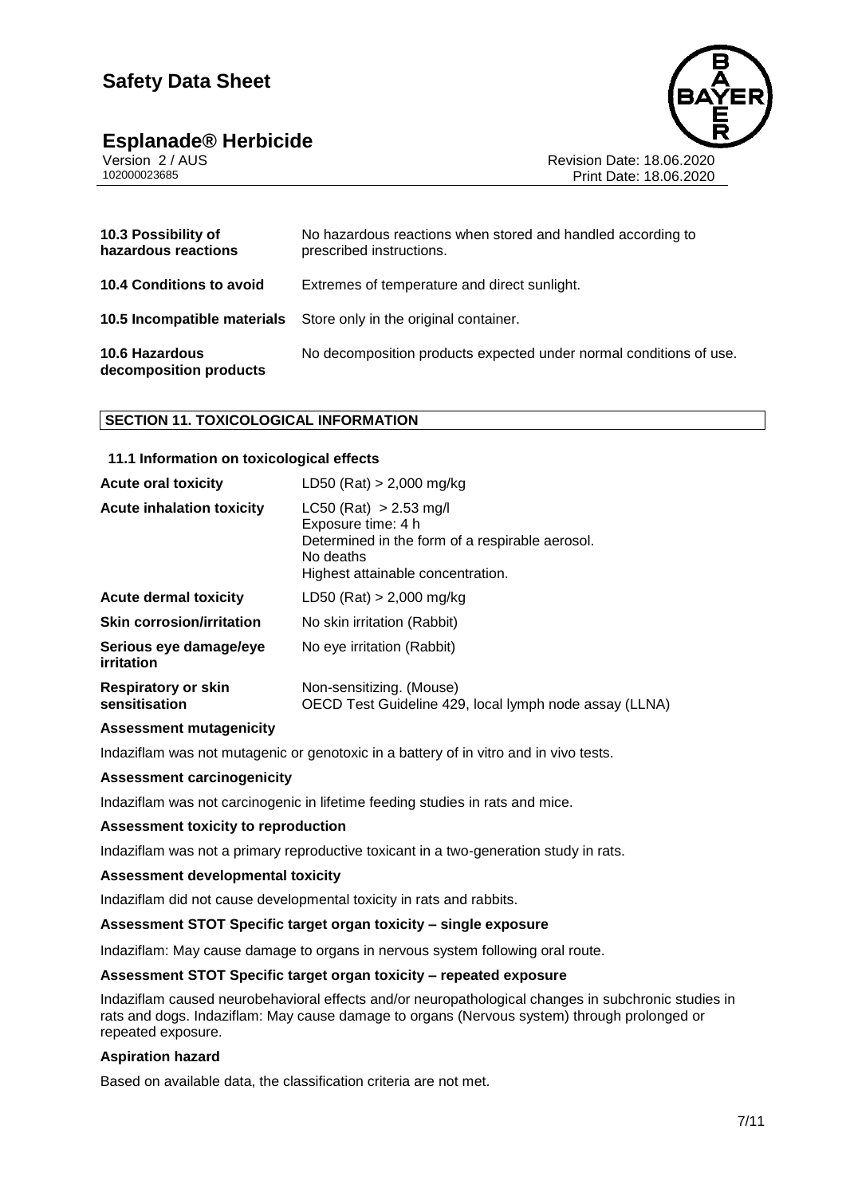| | |
|---|---|
| **10.3 Possibility of hazardous reactions** | No hazardous reactions when stored and handled according to prescribed instructions. |
| **10.4 Conditions to avoid** | Extremes of temperature and direct sunlight. |
| **10.5 Incompatible materials** | Store only in the original container. |
| **10.6 Hazardous decomposition products** | No decomposition products expected under normal conditions of use. |

## SECTION 11. TOXICOLOGICAL INFORMATION

### 11.1 Information on toxicological effects

| | |
|---|---|
| **Acute oral toxicity** | LD50 (Rat) > 2,000 mg/kg |
| **Acute inhalation toxicity** | LC50 (Rat) > 2.53 mg/l<br>Exposure time: 4 h<br>Determined in the form of a respirable aerosol.<br>No deaths<br>Highest attainable concentration. |
| **Acute dermal toxicity** | LD50 (Rat) > 2,000 mg/kg |
| **Skin corrosion/irritation** | No skin irritation (Rabbit) |
| **Serious eye damage/eye irritation** | No eye irritation (Rabbit) |
| **Respiratory or skin sensitisation** | Non-sensitizing. (Mouse)<br>OECD Test Guideline 429, local lymph node assay (LLNA) |

**Assessment mutagenicity**

Indaziflam was not mutagenic or genotoxic in a battery of in vitro and in vivo tests.

**Assessment carcinogenicity**

Indaziflam was not carcinogenic in lifetime feeding studies in rats and mice.

**Assessment toxicity to reproduction**

Indaziflam was not a primary reproductive toxicant in a two-generation study in rats.

**Assessment developmental toxicity**

Indaziflam did not cause developmental toxicity in rats and rabbits.

**Assessment STOT Specific target organ toxicity – single exposure**

Indaziflam: May cause damage to organs in nervous system following oral route.

**Assessment STOT Specific target organ toxicity – repeated exposure**

Indaziflam caused neurobehavioral effects and/or neuropathological changes in subchronic studies in rats and dogs. Indaziflam: May cause damage to organs (Nervous system) through prolonged or repeated exposure.

**Aspiration hazard**

Based on available data, the classification criteria are not met.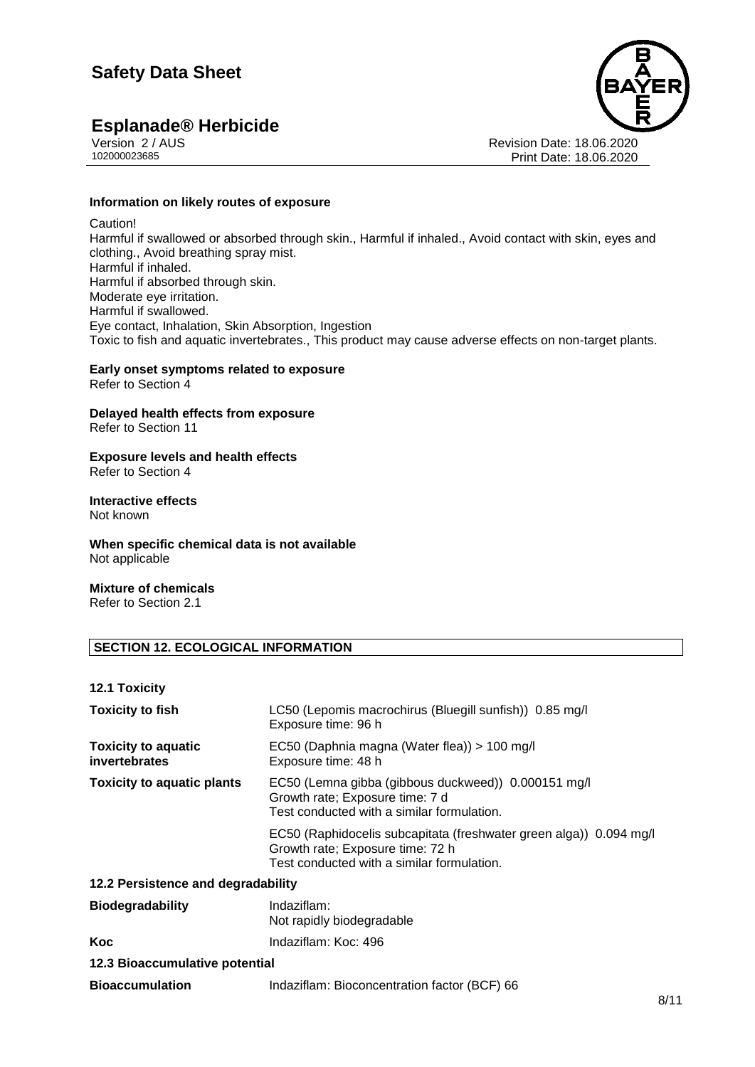**Information on likely routes of exposure**

Caution!
Harmful if swallowed or absorbed through skin., Harmful if inhaled., Avoid contact with skin, eyes and clothing., Avoid breathing spray mist.
Harmful if inhaled.
Harmful if absorbed through skin.
Moderate eye irritation.
Harmful if swallowed.
Eye contact, Inhalation, Skin Absorption, Ingestion
Toxic to fish and aquatic invertebrates., This product may cause adverse effects on non-target plants.

**Early onset symptoms related to exposure**
Refer to Section 4

**Delayed health effects from exposure**
Refer to Section 11

**Exposure levels and health effects**
Refer to Section 4

**Interactive effects**
Not known

**When specific chemical data is not available**
Not applicable

**Mixture of chemicals**
Refer to Section 2.1

## SECTION 12. ECOLOGICAL INFORMATION

**12.1 Toxicity**

| | |
|---|---|
| **Toxicity to fish** | LC50 (Lepomis macrochirus (Bluegill sunfish)) 0.85 mg/l<br>Exposure time: 96 h |
| **Toxicity to aquatic invertebrates** | EC50 (Daphnia magna (Water flea)) > 100 mg/l<br>Exposure time: 48 h |
| **Toxicity to aquatic plants** | EC50 (Lemna gibba (gibbous duckweed)) 0.000151 mg/l<br>Growth rate; Exposure time: 7 d<br>Test conducted with a similar formulation. |
| | EC50 (Raphidocelis subcapitata (freshwater green alga)) 0.094 mg/l<br>Growth rate; Exposure time: 72 h<br>Test conducted with a similar formulation. |

**12.2 Persistence and degradability**

| | |
|---|---|
| **Biodegradability** | Indaziflam:<br>Not rapidly biodegradable |
| **Koc** | Indaziflam: Koc: 496 |

**12.3 Bioaccumulative potential**

| | |
|---|---|
| **Bioaccumulation** | Indaziflam: Bioconcentration factor (BCF) 66 |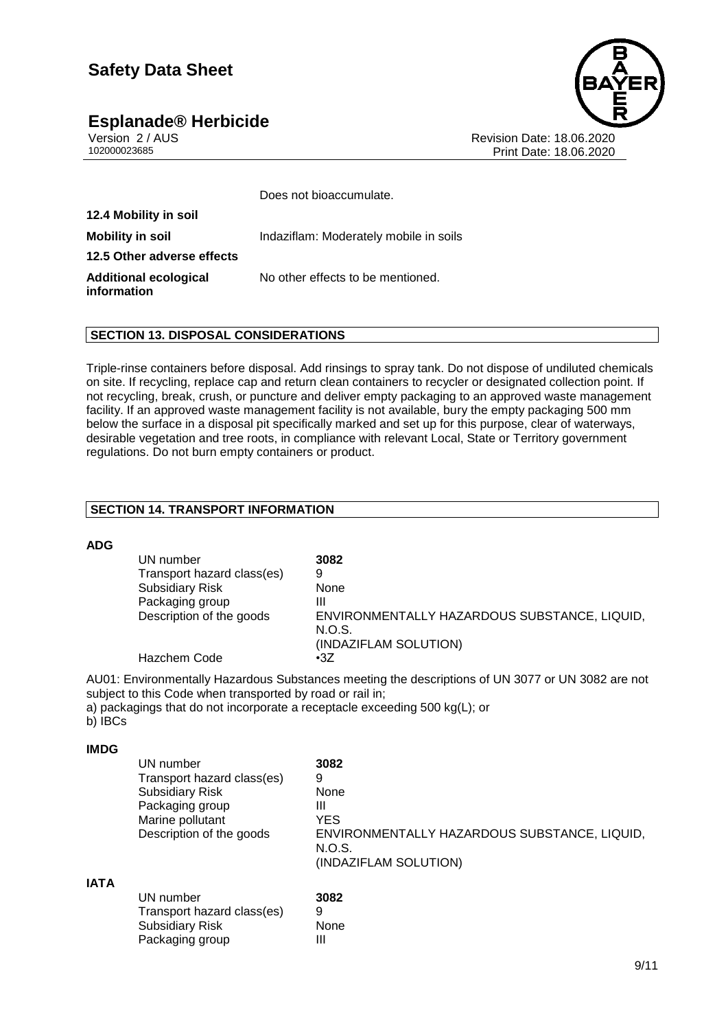| | |
|---|---|
| | Does not bioaccumulate. |
| **12.4 Mobility in soil** | |
| **Mobility in soil** | Indaziflam: Moderately mobile in soils |
| **12.5 Other adverse effects** | |
| **Additional ecological information** | No other effects to be mentioned. |

## SECTION 13. DISPOSAL CONSIDERATIONS

Triple-rinse containers before disposal. Add rinsings to spray tank. Do not dispose of undiluted chemicals on site. If recycling, replace cap and return clean containers to recycler or designated collection point. If not recycling, break, crush, or puncture and deliver empty packaging to an approved waste management facility. If an approved waste management facility is not available, bury the empty packaging 500 mm below the surface in a disposal pit specifically marked and set up for this purpose, clear of waterways, desirable vegetation and tree roots, in compliance with relevant Local, State or Territory government regulations. Do not burn empty containers or product.

## SECTION 14. TRANSPORT INFORMATION

**ADG**

| | |
|---|---|
| UN number | **3082** |
| Transport hazard class(es) | 9 |
| Subsidiary Risk | None |
| Packaging group | III |
| Description of the goods | ENVIRONMENTALLY HAZARDOUS SUBSTANCE, LIQUID, N.O.S. (INDAZIFLAM SOLUTION) |
| Hazchem Code | •3Z |

AU01: Environmentally Hazardous Substances meeting the descriptions of UN 3077 or UN 3082 are not subject to this Code when transported by road or rail in;
a) packagings that do not incorporate a receptacle exceeding 500 kg(L); or
b) IBCs

**IMDG**

| | |
|---|---|
| UN number | **3082** |
| Transport hazard class(es) | 9 |
| Subsidiary Risk | None |
| Packaging group | III |
| Marine pollutant | YES |
| Description of the goods | ENVIRONMENTALLY HAZARDOUS SUBSTANCE, LIQUID, N.O.S. (INDAZIFLAM SOLUTION) |

**IATA**

| | |
|---|---|
| UN number | **3082** |
| Transport hazard class(es) | 9 |
| Subsidiary Risk | None |
| Packaging group | III |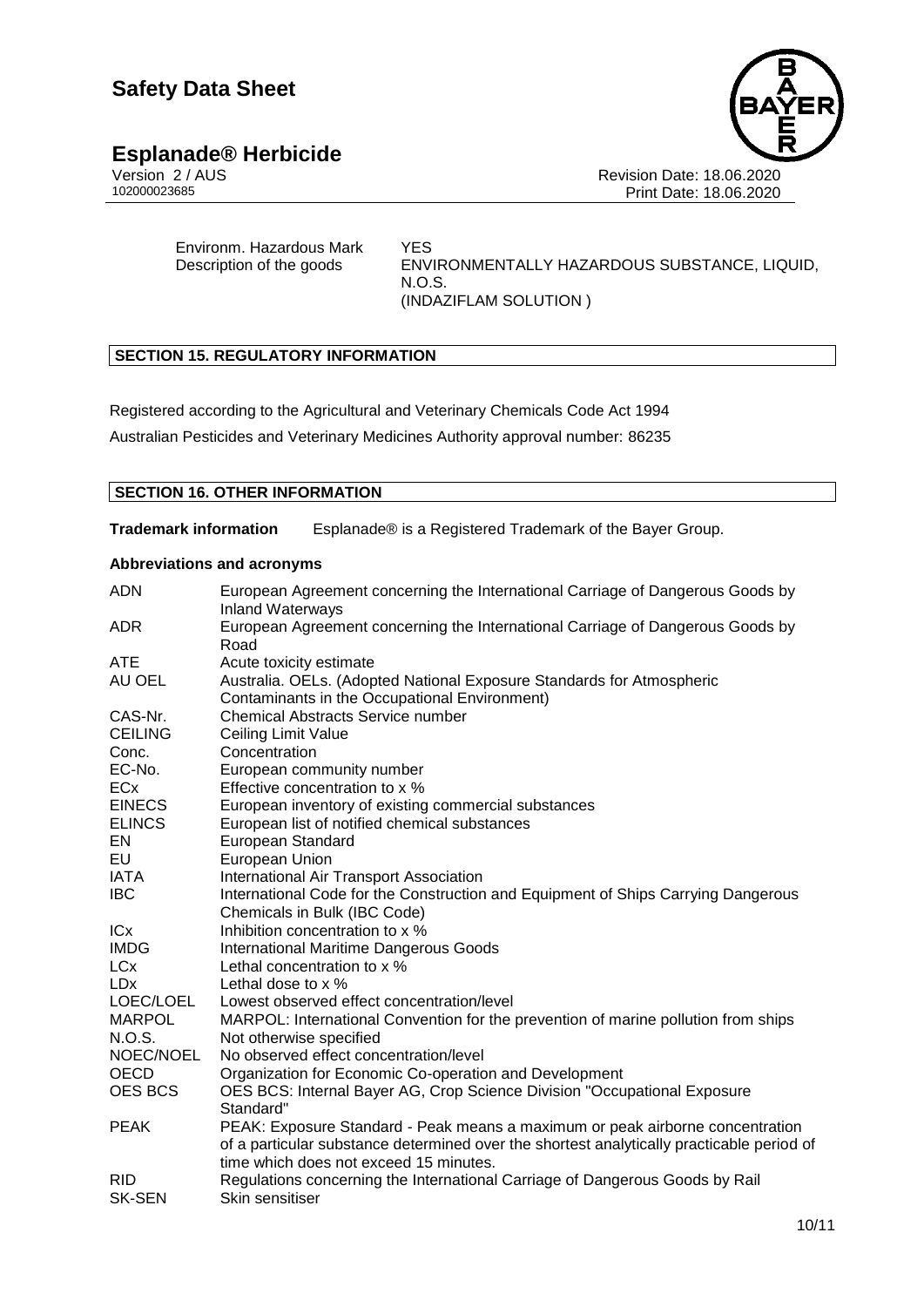Environm. Hazardous Mark YES
Description of the goods ENVIRONMENTALLY HAZARDOUS SUBSTANCE, LIQUID, N.O.S. (INDAZIFLAM SOLUTION )

## SECTION 15. REGULATORY INFORMATION

Registered according to the Agricultural and Veterinary Chemicals Code Act 1994

Australian Pesticides and Veterinary Medicines Authority approval number: 86235

## SECTION 16. OTHER INFORMATION

**Trademark information** Esplanade® is a Registered Trademark of the Bayer Group.

### Abbreviations and acronyms

| | |
|---|---|
| ADN | European Agreement concerning the International Carriage of Dangerous Goods by Inland Waterways |
| ADR | European Agreement concerning the International Carriage of Dangerous Goods by Road |
| ATE | Acute toxicity estimate |
| AU OEL | Australia. OELs. (Adopted National Exposure Standards for Atmospheric Contaminants in the Occupational Environment) |
| CAS-Nr. | Chemical Abstracts Service number |
| CEILING | Ceiling Limit Value |
| Conc. | Concentration |
| EC-No. | European community number |
| ECx | Effective concentration to x % |
| EINECS | European inventory of existing commercial substances |
| ELINCS | European list of notified chemical substances |
| EN | European Standard |
| EU | European Union |
| IATA | International Air Transport Association |
| IBC | International Code for the Construction and Equipment of Ships Carrying Dangerous Chemicals in Bulk (IBC Code) |
| ICx | Inhibition concentration to x % |
| IMDG | International Maritime Dangerous Goods |
| LCx | Lethal concentration to x % |
| LDx | Lethal dose to x % |
| LOEC/LOEL | Lowest observed effect concentration/level |
| MARPOL | MARPOL: International Convention for the prevention of marine pollution from ships |
| N.O.S. | Not otherwise specified |
| NOEC/NOEL | No observed effect concentration/level |
| OECD | Organization for Economic Co-operation and Development |
| OES BCS | OES BCS: Internal Bayer AG, Crop Science Division "Occupational Exposure Standard" |
| PEAK | PEAK: Exposure Standard - Peak means a maximum or peak airborne concentration of a particular substance determined over the shortest analytically practicable period of time which does not exceed 15 minutes. |
| RID | Regulations concerning the International Carriage of Dangerous Goods by Rail |
| SK-SEN | Skin sensitiser |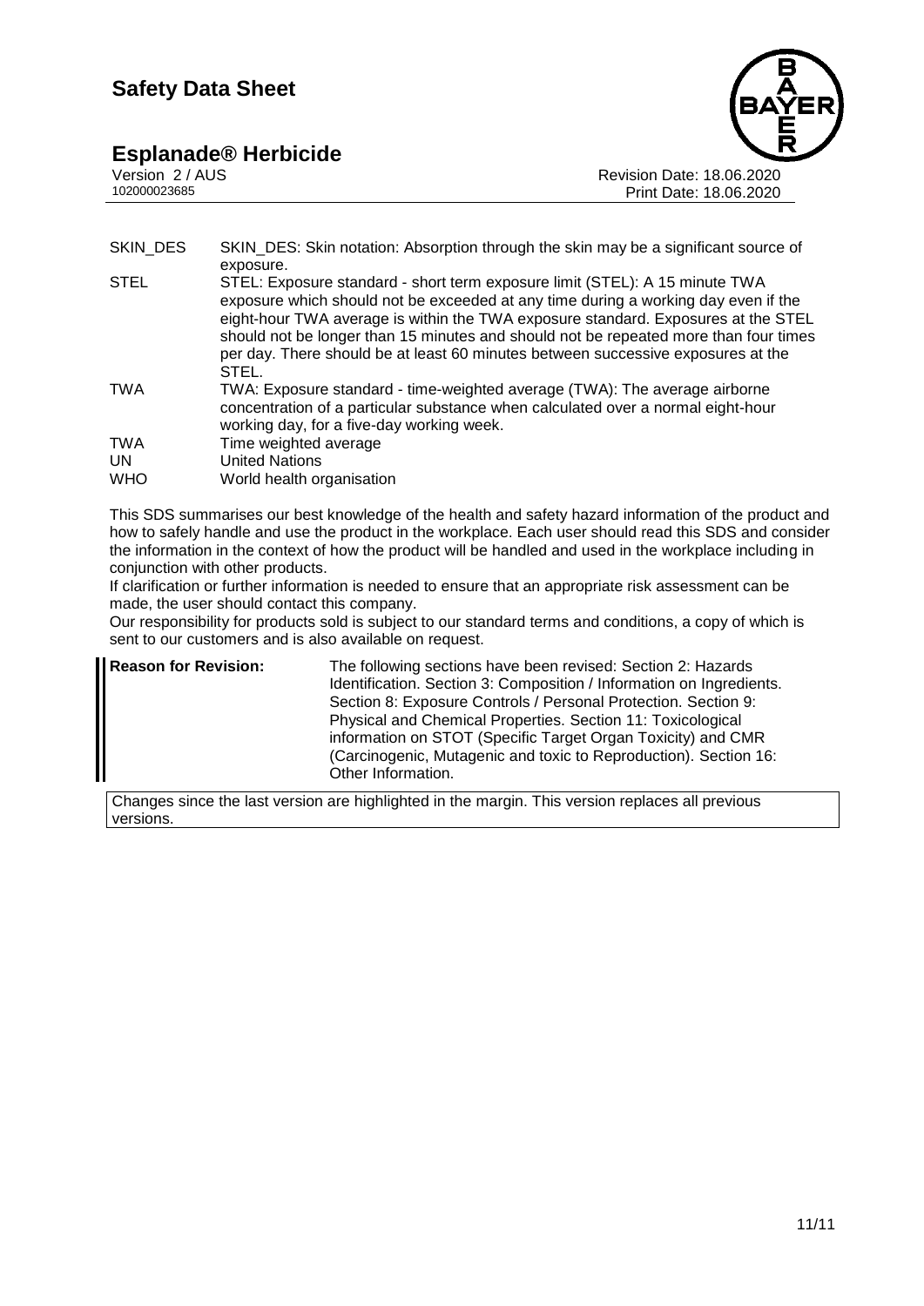| | |
|---|---|
| SKIN_DES | SKIN_DES: Skin notation: Absorption through the skin may be a significant source of exposure. |
| STEL | STEL: Exposure standard - short term exposure limit (STEL): A 15 minute TWA exposure which should not be exceeded at any time during a working day even if the eight-hour TWA average is within the TWA exposure standard. Exposures at the STEL should not be longer than 15 minutes and should not be repeated more than four times per day. There should be at least 60 minutes between successive exposures at the STEL. |
| TWA | TWA: Exposure standard - time-weighted average (TWA): The average airborne concentration of a particular substance when calculated over a normal eight-hour working day, for a five-day working week. |
| TWA | Time weighted average |
| UN | United Nations |
| WHO | World health organisation |

This SDS summarises our best knowledge of the health and safety hazard information of the product and how to safely handle and use the product in the workplace. Each user should read this SDS and consider the information in the context of how the product will be handled and used in the workplace including in conjunction with other products.

If clarification or further information is needed to ensure that an appropriate risk assessment can be made, the user should contact this company.

Our responsibility for products sold is subject to our standard terms and conditions, a copy of which is sent to our customers and is also available on request.

**Reason for Revision:** The following sections have been revised: Section 2: Hazards Identification. Section 3: Composition / Information on Ingredients. Section 8: Exposure Controls / Personal Protection. Section 9: Physical and Chemical Properties. Section 11: Toxicological information on STOT (Specific Target Organ Toxicity) and CMR (Carcinogenic, Mutagenic and toxic to Reproduction). Section 16: Other Information.

Changes since the last version are highlighted in the margin. This version replaces all previous versions.